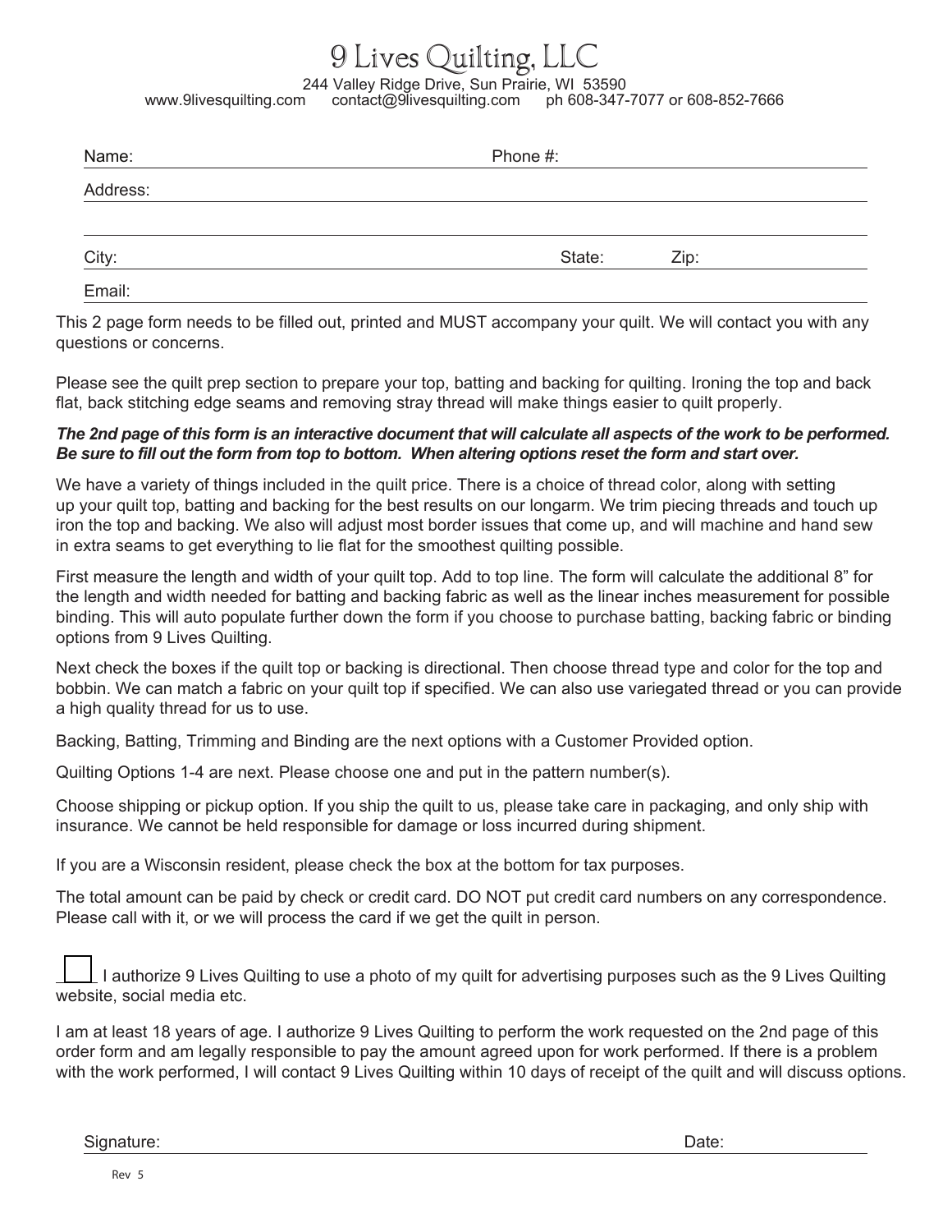# 9 Lives Quilting, LLC

244 Valley Ridge Drive, Sun Prairie, WI 53590
www.9livesquilting.com contact@9livesquilting.com ph 608-347-7077 or 608-852-7666

Name: ______________________________ Phone #: ______________________________

Address: ____________________________________________________________

____________________________________________________________

City: ______________________________ State: ________ Zip: ____________

Email: ____________________________________________________________

This 2 page form needs to be filled out, printed and MUST accompany your quilt. We will contact you with any questions or concerns.

Please see the quilt prep section to prepare your top, batting and backing for quilting. Ironing the top and back flat, back stitching edge seams and removing stray thread will make things easier to quilt properly.

***The 2nd page of this form is an interactive document that will calculate all aspects of the work to be performed. Be sure to fill out the form from top to bottom. When altering options reset the form and start over.***

We have a variety of things included in the quilt price. There is a choice of thread color, along with setting up your quilt top, batting and backing for the best results on our longarm. We trim piecing threads and touch up iron the top and backing. We also will adjust most border issues that come up, and will machine and hand sew in extra seams to get everything to lie flat for the smoothest quilting possible.

First measure the length and width of your quilt top. Add to top line. The form will calculate the additional 8" for the length and width needed for batting and backing fabric as well as the linear inches measurement for possible binding. This will auto populate further down the form if you choose to purchase batting, backing fabric or binding options from 9 Lives Quilting.

Next check the boxes if the quilt top or backing is directional. Then choose thread type and color for the top and bobbin. We can match a fabric on your quilt top if specified. We can also use variegated thread or you can provide a high quality thread for us to use.

Backing, Batting, Trimming and Binding are the next options with a Customer Provided option.

Quilting Options 1-4 are next. Please choose one and put in the pattern number(s).

Choose shipping or pickup option. If you ship the quilt to us, please take care in packaging, and only ship with insurance. We cannot be held responsible for damage or loss incurred during shipment.

If you are a Wisconsin resident, please check the box at the bottom for tax purposes.

The total amount can be paid by check or credit card. DO NOT put credit card numbers on any correspondence. Please call with it, or we will process the card if we get the quilt in person.

☐ I authorize 9 Lives Quilting to use a photo of my quilt for advertising purposes such as the 9 Lives Quilting website, social media etc.

I am at least 18 years of age. I authorize 9 Lives Quilting to perform the work requested on the 2nd page of this order form and am legally responsible to pay the amount agreed upon for work performed. If there is a problem with the work performed, I will contact 9 Lives Quilting within 10 days of receipt of the quilt and will discuss options.

Signature: ______________________________ Date: ____________

Rev 5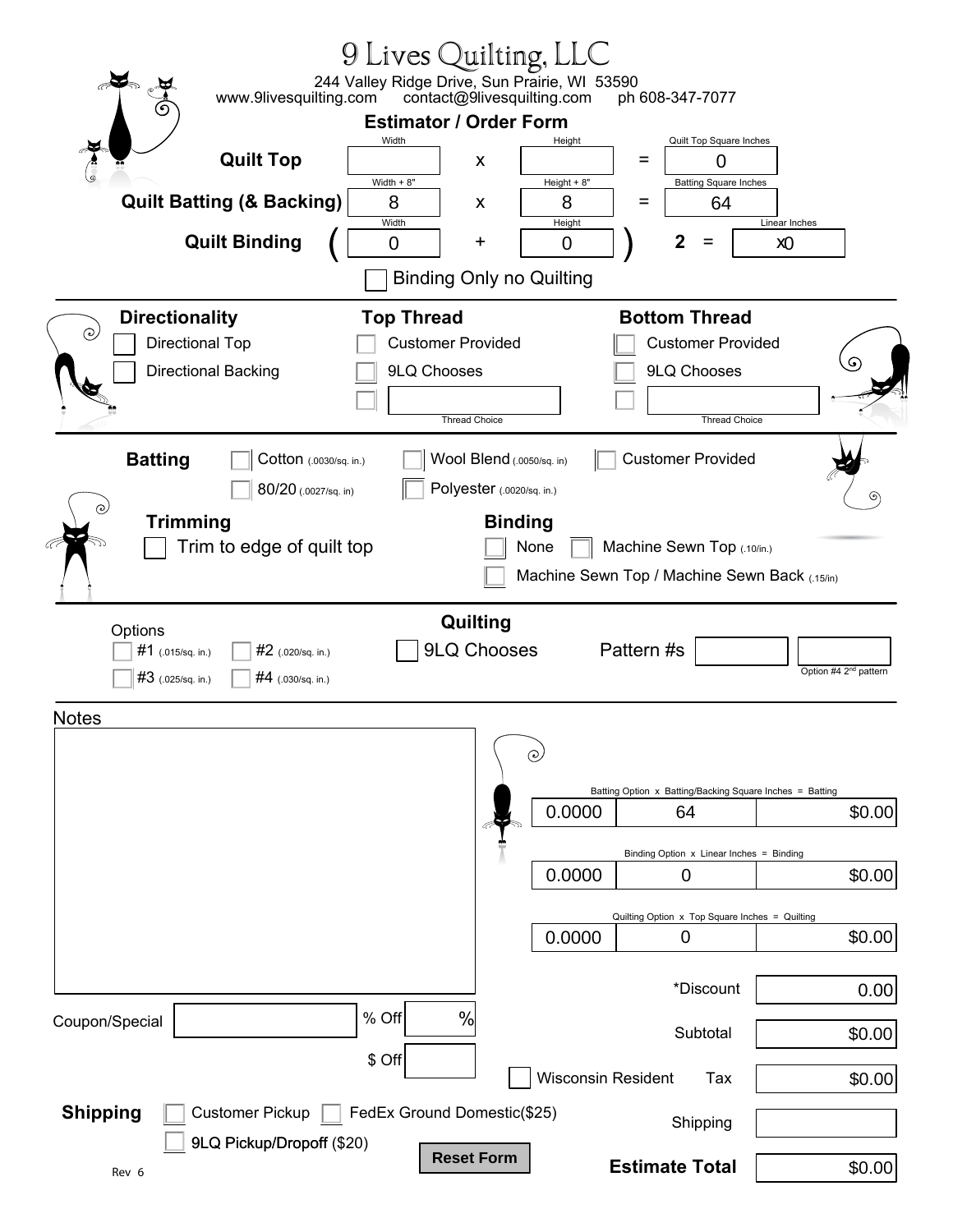# 9 Lives Quilting, LLC

244 Valley Ridge Drive, Sun Prairie, WI 53590

www.9livesquilting.com contact@9livesquilting.com ph 608-347-7077

## Estimator / Order Form

| | Width | | Height | | |
|---|---|---|---|---|---|
| **Quilt Top** | | x | | = | Quilt Top Square Inches: 0 |
| **Quilt Batting (& Backing)** | Width + 8": 8 | x | Height + 8": 8 | = | Batting Square Inches: 64 |
| **Quilt Binding** | ( Width: 0 | + | Height: 0 ) | 2 = | Linear Inches: x0 |

☐ Binding Only no Quilting

| Directionality | Top Thread | Bottom Thread |
|---|---|---|
| ☐ Directional Top | ☐ Customer Provided | ☐ Customer Provided |
| ☐ Directional Backing | ☐ 9LQ Chooses | ☐ 9LQ Chooses |
| | ☐ Thread Choice | ☐ Thread Choice |

**Batting**
- ☐ Cotton (.0030/sq. in.)
- ☐ Wool Blend (.0050/sq. in)
- ☐ Customer Provided
- ☐ 80/20 (.0027/sq. in)
- ☐ Polyester (.0020/sq. in.)

**Trimming**
- ☐ Trim to edge of quilt top

**Binding**
- ☐ None
- ☐ Machine Sewn Top (.10/in.)
- ☐ Machine Sewn Top / Machine Sewn Back (.15/in)

**Quilting**

Options
- ☐ #1 (.015/sq. in.)
- ☐ #2 (.020/sq. in.)
- ☐ #3 (.025/sq. in.)
- ☐ #4 (.030/sq. in.)

☐ 9LQ Chooses

Pattern #s: ______ ______ (Option #4 2nd pattern)

Notes

| | | |
|---|---|---|
| Batting Option x Batting/Backing Square Inches = Batting | | |
| 0.0000 | 64 | $0.00 |
| Binding Option x Linear Inches = Binding | | |
| 0.0000 | 0 | $0.00 |
| Quilting Option x Top Square Inches = Quilting | | |
| 0.0000 | 0 | $0.00 |

Coupon/Special: ______ % Off: % $ Off: ______

| | |
|---|---|
| *Discount | 0.00 |
| Subtotal | $0.00 |
| ☐ Wisconsin Resident Tax | $0.00 |
| Shipping | |
| **Estimate Total** | $0.00 |

**Shipping**
- ☐ Customer Pickup
- ☐ FedEx Ground Domestic($25)
- ☐ 9LQ Pickup/Dropoff ($20)

**Reset Form**

Rev 6